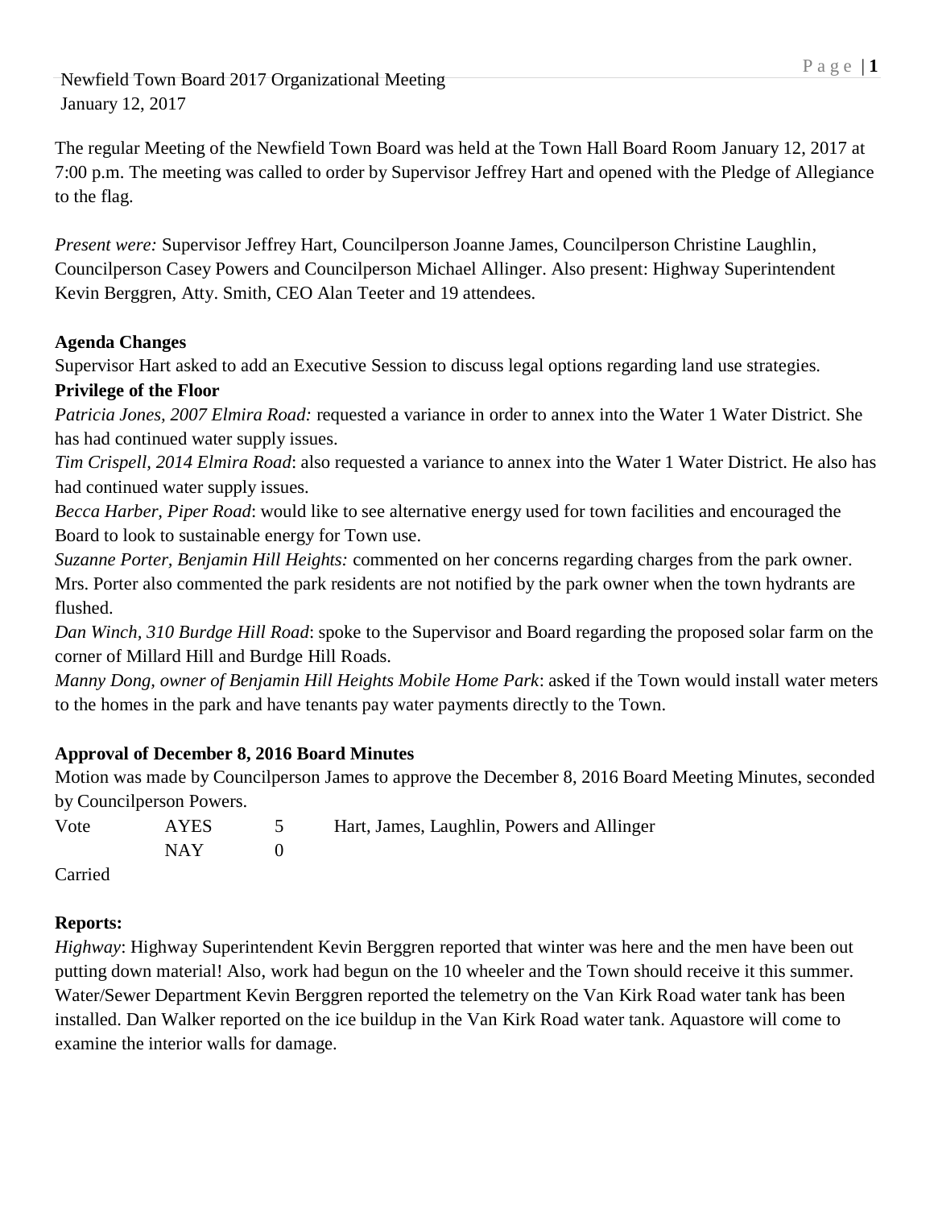Newfield Town Board 2017 Organizational Meeting
January 12, 2017

The regular Meeting of the Newfield Town Board was held at the Town Hall Board Room January 12, 2017 at 7:00 p.m. The meeting was called to order by Supervisor Jeffrey Hart and opened with the Pledge of Allegiance to the flag.

*Present were:* Supervisor Jeffrey Hart, Councilperson Joanne James, Councilperson Christine Laughlin, Councilperson Casey Powers and Councilperson Michael Allinger. Also present: Highway Superintendent Kevin Berggren, Atty. Smith, CEO Alan Teeter and 19 attendees.

**Agenda Changes**

Supervisor Hart asked to add an Executive Session to discuss legal options regarding land use strategies.

**Privilege of the Floor**

*Patricia Jones, 2007 Elmira Road:* requested a variance in order to annex into the Water 1 Water District. She has had continued water supply issues.

*Tim Crispell, 2014 Elmira Road*: also requested a variance to annex into the Water 1 Water District. He also has had continued water supply issues.

*Becca Harber, Piper Road*: would like to see alternative energy used for town facilities and encouraged the Board to look to sustainable energy for Town use.

*Suzanne Porter, Benjamin Hill Heights:* commented on her concerns regarding charges from the park owner. Mrs. Porter also commented the park residents are not notified by the park owner when the town hydrants are flushed.

*Dan Winch, 310 Burdge Hill Road*: spoke to the Supervisor and Board regarding the proposed solar farm on the corner of Millard Hill and Burdge Hill Roads.

*Manny Dong, owner of Benjamin Hill Heights Mobile Home Park*: asked if the Town would install water meters to the homes in the park and have tenants pay water payments directly to the Town.

**Approval of December 8, 2016 Board Minutes**

Motion was made by Councilperson James to approve the December 8, 2016 Board Meeting Minutes, seconded by Councilperson Powers.

| Vote | AYES | 5 | Hart, James, Laughlin, Powers and Allinger |
|---|---|---|---|
| | NAY | 0 | |

Carried

**Reports:**

*Highway*: Highway Superintendent Kevin Berggren reported that winter was here and the men have been out putting down material! Also, work had begun on the 10 wheeler and the Town should receive it this summer. Water/Sewer Department Kevin Berggren reported the telemetry on the Van Kirk Road water tank has been installed. Dan Walker reported on the ice buildup in the Van Kirk Road water tank. Aquastore will come to examine the interior walls for damage.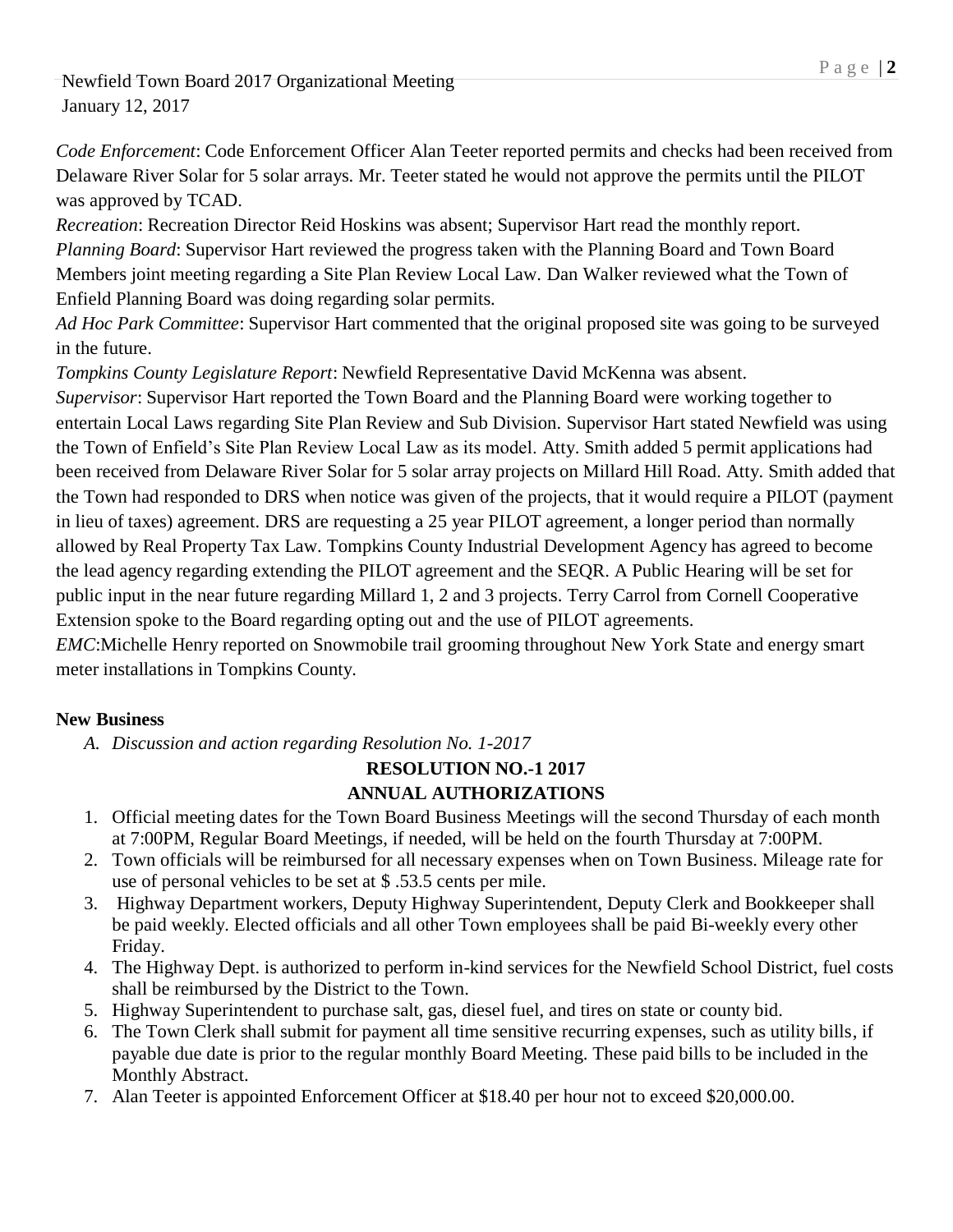*Code Enforcement*: Code Enforcement Officer Alan Teeter reported permits and checks had been received from Delaware River Solar for 5 solar arrays. Mr. Teeter stated he would not approve the permits until the PILOT was approved by TCAD.

*Recreation*: Recreation Director Reid Hoskins was absent; Supervisor Hart read the monthly report.

*Planning Board*: Supervisor Hart reviewed the progress taken with the Planning Board and Town Board Members joint meeting regarding a Site Plan Review Local Law. Dan Walker reviewed what the Town of Enfield Planning Board was doing regarding solar permits.

*Ad Hoc Park Committee*: Supervisor Hart commented that the original proposed site was going to be surveyed in the future.

*Tompkins County Legislature Report*: Newfield Representative David McKenna was absent.

*Supervisor*: Supervisor Hart reported the Town Board and the Planning Board were working together to entertain Local Laws regarding Site Plan Review and Sub Division. Supervisor Hart stated Newfield was using the Town of Enfield's Site Plan Review Local Law as its model. Atty. Smith added 5 permit applications had been received from Delaware River Solar for 5 solar array projects on Millard Hill Road. Atty. Smith added that the Town had responded to DRS when notice was given of the projects, that it would require a PILOT (payment in lieu of taxes) agreement. DRS are requesting a 25 year PILOT agreement, a longer period than normally allowed by Real Property Tax Law. Tompkins County Industrial Development Agency has agreed to become the lead agency regarding extending the PILOT agreement and the SEQR. A Public Hearing will be set for public input in the near future regarding Millard 1, 2 and 3 projects. Terry Carrol from Cornell Cooperative Extension spoke to the Board regarding opting out and the use of PILOT agreements.

*EMC*:Michelle Henry reported on Snowmobile trail grooming throughout New York State and energy smart meter installations in Tompkins County.

**New Business**

A. *Discussion and action regarding Resolution No. 1-2017*

**RESOLUTION NO.-1 2017**

**ANNUAL AUTHORIZATIONS**

1. Official meeting dates for the Town Board Business Meetings will the second Thursday of each month at 7:00PM, Regular Board Meetings, if needed, will be held on the fourth Thursday at 7:00PM.
2. Town officials will be reimbursed for all necessary expenses when on Town Business. Mileage rate for use of personal vehicles to be set at $ .53.5 cents per mile.
3. Highway Department workers, Deputy Highway Superintendent, Deputy Clerk and Bookkeeper shall be paid weekly. Elected officials and all other Town employees shall be paid Bi-weekly every other Friday.
4. The Highway Dept. is authorized to perform in-kind services for the Newfield School District, fuel costs shall be reimbursed by the District to the Town.
5. Highway Superintendent to purchase salt, gas, diesel fuel, and tires on state or county bid.
6. The Town Clerk shall submit for payment all time sensitive recurring expenses, such as utility bills, if payable due date is prior to the regular monthly Board Meeting. These paid bills to be included in the Monthly Abstract.
7. Alan Teeter is appointed Enforcement Officer at $18.40 per hour not to exceed $20,000.00.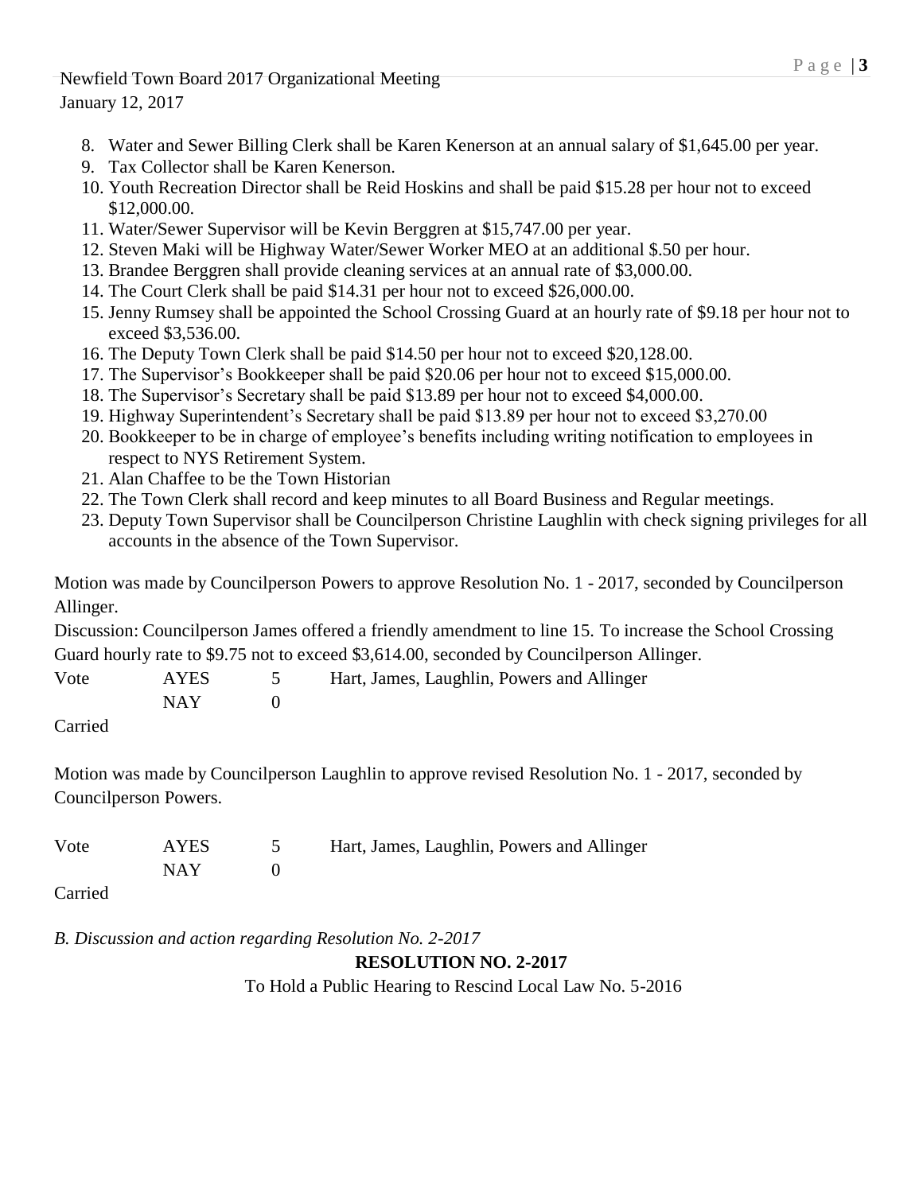8. Water and Sewer Billing Clerk shall be Karen Kenerson at an annual salary of $1,645.00 per year.
9. Tax Collector shall be Karen Kenerson.
10. Youth Recreation Director shall be Reid Hoskins and shall be paid $15.28 per hour not to exceed $12,000.00.
11. Water/Sewer Supervisor will be Kevin Berggren at $15,747.00 per year.
12. Steven Maki will be Highway Water/Sewer Worker MEO at an additional $.50 per hour.
13. Brandee Berggren shall provide cleaning services at an annual rate of $3,000.00.
14. The Court Clerk shall be paid $14.31 per hour not to exceed $26,000.00.
15. Jenny Rumsey shall be appointed the School Crossing Guard at an hourly rate of $9.18 per hour not to exceed $3,536.00.
16. The Deputy Town Clerk shall be paid $14.50 per hour not to exceed $20,128.00.
17. The Supervisor's Bookkeeper shall be paid $20.06 per hour not to exceed $15,000.00.
18. The Supervisor's Secretary shall be paid $13.89 per hour not to exceed $4,000.00.
19. Highway Superintendent's Secretary shall be paid $13.89 per hour not to exceed $3,270.00
20. Bookkeeper to be in charge of employee's benefits including writing notification to employees in respect to NYS Retirement System.
21. Alan Chaffee to be the Town Historian
22. The Town Clerk shall record and keep minutes to all Board Business and Regular meetings.
23. Deputy Town Supervisor shall be Councilperson Christine Laughlin with check signing privileges for all accounts in the absence of the Town Supervisor.

Motion was made by Councilperson Powers to approve Resolution No. 1 - 2017, seconded by Councilperson Allinger.

Discussion: Councilperson James offered a friendly amendment to line 15. To increase the School Crossing Guard hourly rate to $9.75 not to exceed $3,614.00, seconded by Councilperson Allinger.

| Vote | AYES | 5 | Hart, James, Laughlin, Powers and Allinger |
|---|---|---|---|
| | NAY | 0 | |

Carried

Motion was made by Councilperson Laughlin to approve revised Resolution No. 1 - 2017, seconded by Councilperson Powers.

| Vote | AYES | 5 | Hart, James, Laughlin, Powers and Allinger |
|---|---|---|---|
| | NAY | 0 | |

Carried

*B. Discussion and action regarding Resolution No. 2-2017*

**RESOLUTION NO. 2-2017**

To Hold a Public Hearing to Rescind Local Law No. 5-2016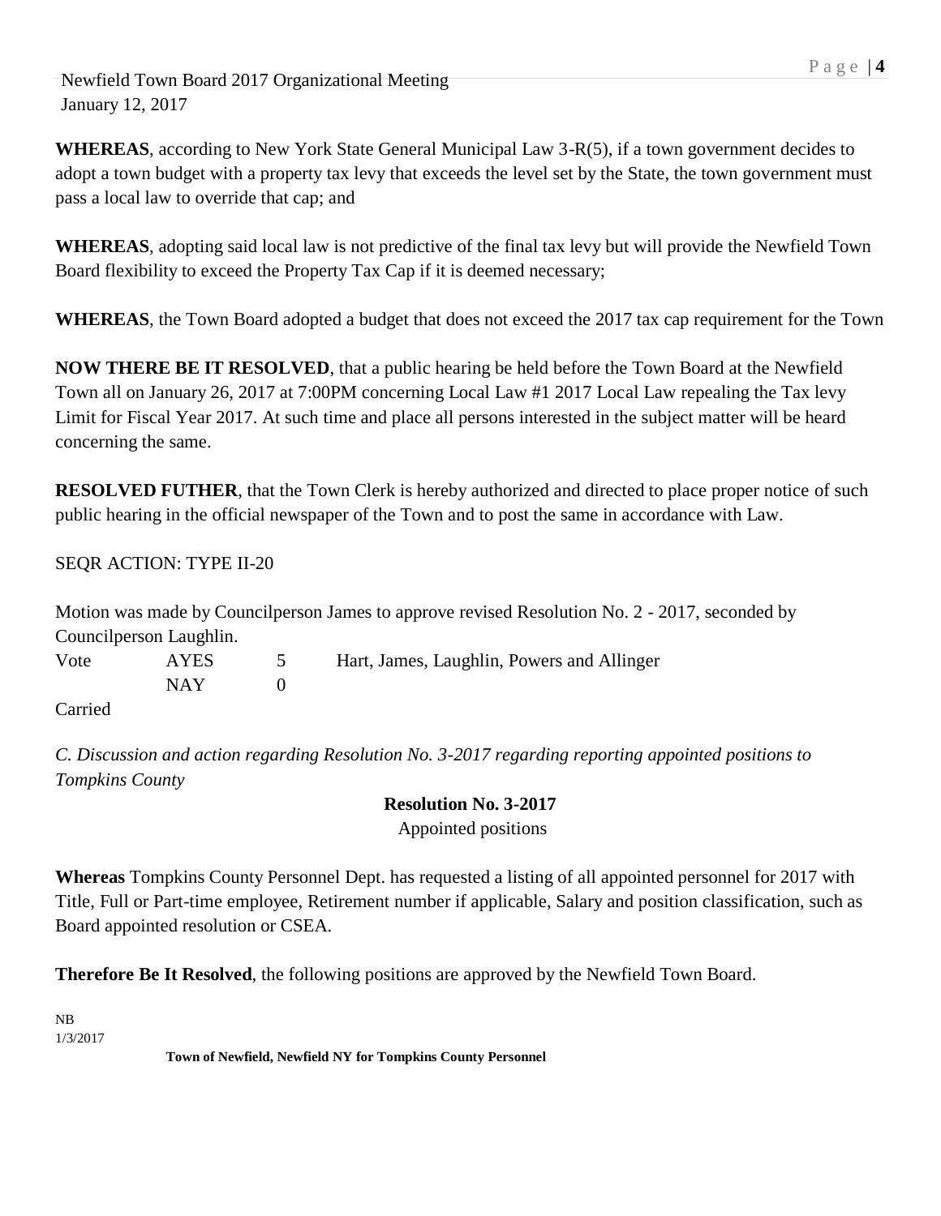**WHEREAS**, according to New York State General Municipal Law 3-R(5), if a town government decides to adopt a town budget with a property tax levy that exceeds the level set by the State, the town government must pass a local law to override that cap; and

**WHEREAS**, adopting said local law is not predictive of the final tax levy but will provide the Newfield Town Board flexibility to exceed the Property Tax Cap if it is deemed necessary;

**WHEREAS**, the Town Board adopted a budget that does not exceed the 2017 tax cap requirement for the Town

**NOW THERE BE IT RESOLVED**, that a public hearing be held before the Town Board at the Newfield Town all on January 26, 2017 at 7:00PM concerning Local Law #1 2017 Local Law repealing the Tax levy Limit for Fiscal Year 2017. At such time and place all persons interested in the subject matter will be heard concerning the same.

**RESOLVED FUTHER**, that the Town Clerk is hereby authorized and directed to place proper notice of such public hearing in the official newspaper of the Town and to post the same in accordance with Law.

SEQR ACTION: TYPE II-20

Motion was made by Councilperson James to approve revised Resolution No. 2 - 2017, seconded by Councilperson Laughlin.

| Vote | AYES | 5 | Hart, James, Laughlin, Powers and Allinger |
|---|---|---|---|
| | NAY | 0 | |

Carried

*C. Discussion and action regarding Resolution No. 3-2017 regarding reporting appointed positions to Tompkins County*

**Resolution No. 3-2017**

Appointed positions

**Whereas** Tompkins County Personnel Dept. has requested a listing of all appointed personnel for 2017 with Title, Full or Part-time employee, Retirement number if applicable, Salary and position classification, such as Board appointed resolution or CSEA.

**Therefore Be It Resolved**, the following positions are approved by the Newfield Town Board.

NB
1/3/2017

**Town of Newfield, Newfield NY for Tompkins County Personnel**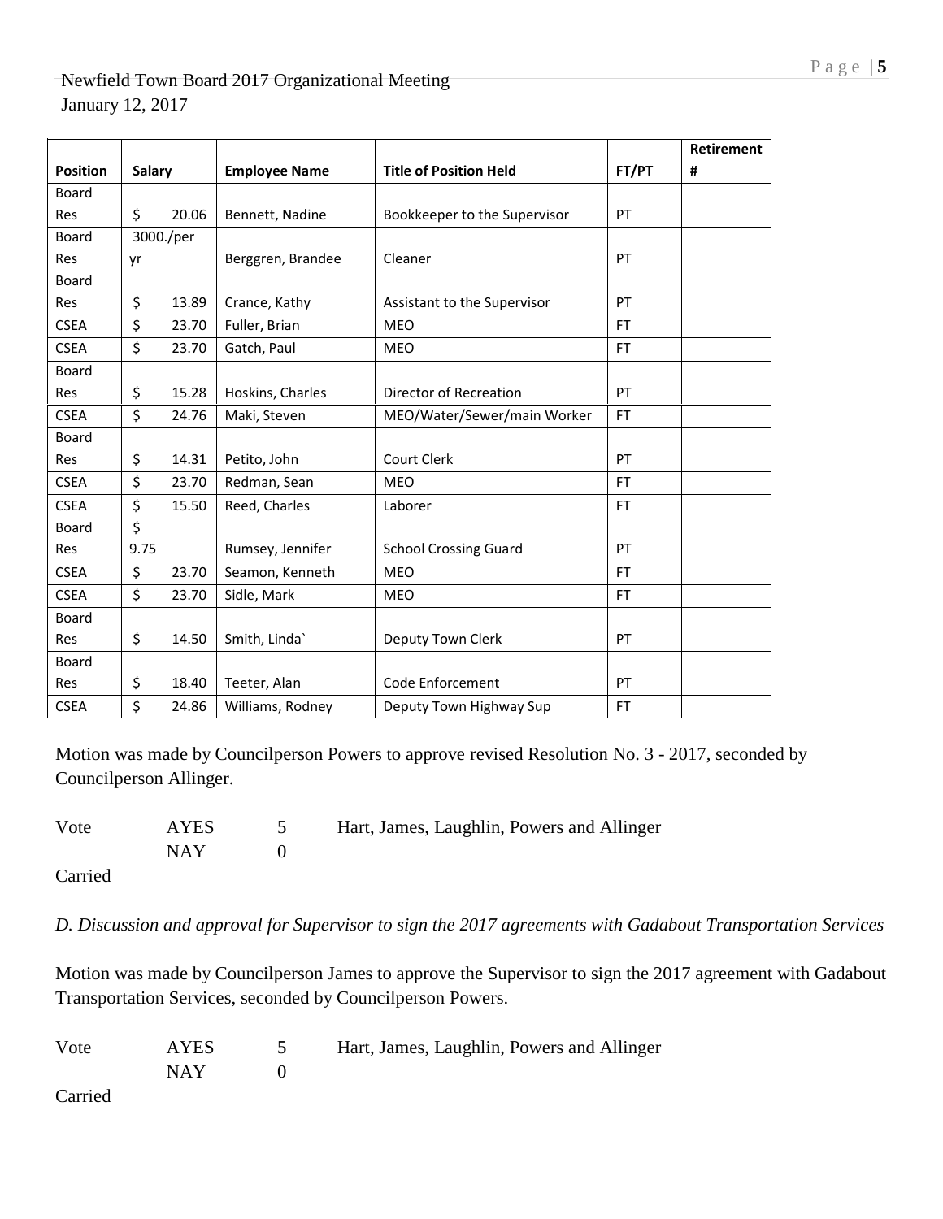Newfield Town Board 2017 Organizational Meeting
January 12, 2017

| Position | Salary | Employee Name | Title of Position Held | FT/PT | Retirement # |
|---|---|---|---|---|---|
| Board Res | $ 20.06 | Bennett, Nadine | Bookkeeper to the Supervisor | PT | |
| Board Res | 3000./per yr | Berggren, Brandee | Cleaner | PT | |
| Board Res | $ 13.89 | Crance, Kathy | Assistant to the Supervisor | PT | |
| CSEA | $ 23.70 | Fuller, Brian | MEO | FT | |
| CSEA | $ 23.70 | Gatch, Paul | MEO | FT | |
| Board Res | $ 15.28 | Hoskins, Charles | Director of Recreation | PT | |
| CSEA | $ 24.76 | Maki, Steven | MEO/Water/Sewer/main Worker | FT | |
| Board Res | $ 14.31 | Petito, John | Court Clerk | PT | |
| CSEA | $ 23.70 | Redman, Sean | MEO | FT | |
| CSEA | $ 15.50 | Reed, Charles | Laborer | FT | |
| Board Res | $ 9.75 | Rumsey, Jennifer | School Crossing Guard | PT | |
| CSEA | $ 23.70 | Seamon, Kenneth | MEO | FT | |
| CSEA | $ 23.70 | Sidle, Mark | MEO | FT | |
| Board Res | $ 14.50 | Smith, Linda` | Deputy Town Clerk | PT | |
| Board Res | $ 18.40 | Teeter, Alan | Code Enforcement | PT | |
| CSEA | $ 24.86 | Williams, Rodney | Deputy Town Highway Sup | FT | |

Motion was made by Councilperson Powers to approve revised Resolution No. 3 - 2017, seconded by Councilperson Allinger.

Vote AYES 5 Hart, James, Laughlin, Powers and Allinger
NAY 0

Carried

*D. Discussion and approval for Supervisor to sign the 2017 agreements with Gadabout Transportation Services*

Motion was made by Councilperson James to approve the Supervisor to sign the 2017 agreement with Gadabout Transportation Services, seconded by Councilperson Powers.

Vote AYES 5 Hart, James, Laughlin, Powers and Allinger
NAY 0

Carried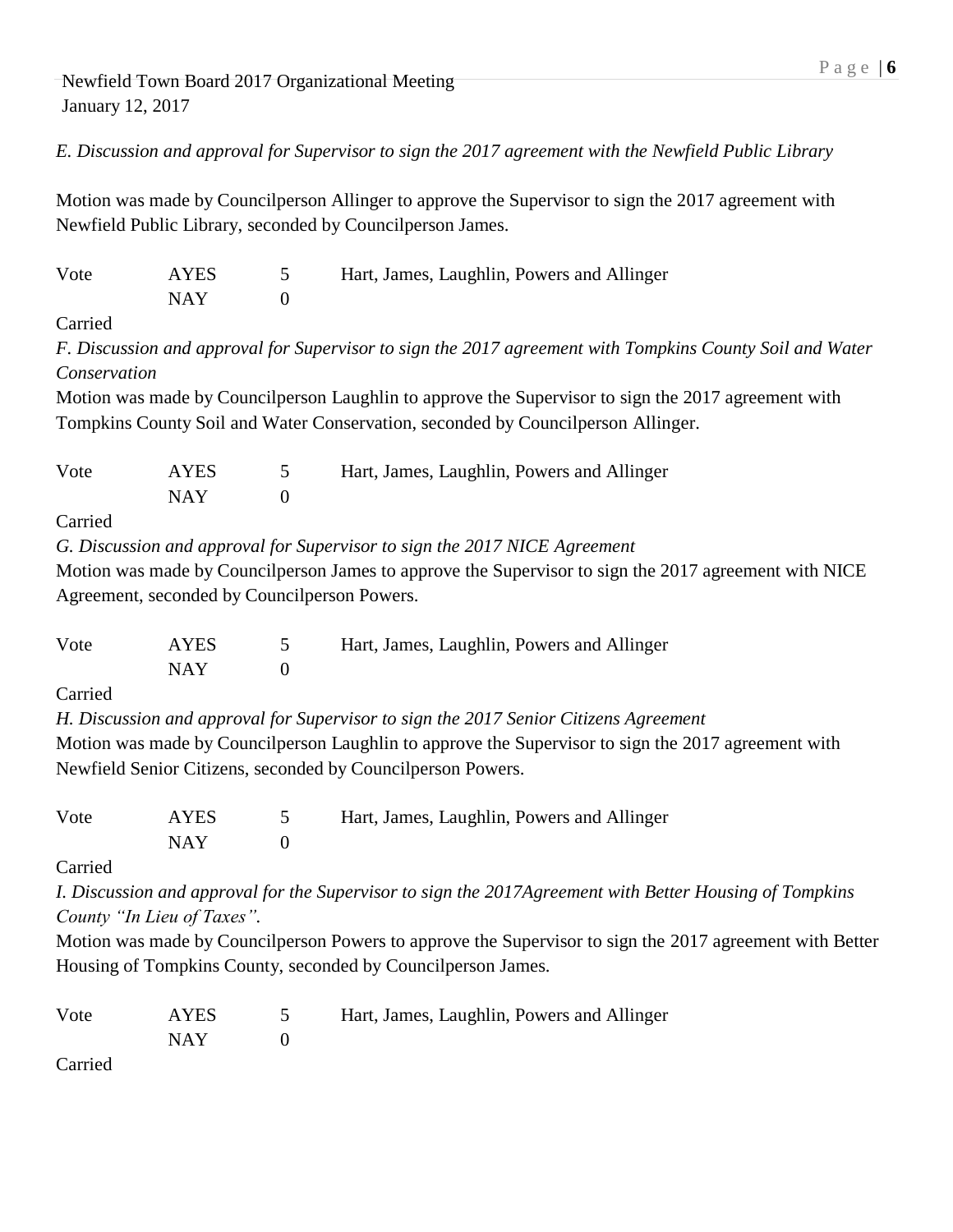*E. Discussion and approval for Supervisor to sign the 2017 agreement with the Newfield Public Library*

Motion was made by Councilperson Allinger to approve the Supervisor to sign the 2017 agreement with Newfield Public Library, seconded by Councilperson James.

| Vote | AYES | 5 | Hart, James, Laughlin, Powers and Allinger |
|---|---|---|---|
| | NAY | 0 | |

Carried

*F. Discussion and approval for Supervisor to sign the 2017 agreement with Tompkins County Soil and Water Conservation*

Motion was made by Councilperson Laughlin to approve the Supervisor to sign the 2017 agreement with Tompkins County Soil and Water Conservation, seconded by Councilperson Allinger.

| Vote | AYES | 5 | Hart, James, Laughlin, Powers and Allinger |
|---|---|---|---|
| | NAY | 0 | |

Carried

*G. Discussion and approval for Supervisor to sign the 2017 NICE Agreement*

Motion was made by Councilperson James to approve the Supervisor to sign the 2017 agreement with NICE Agreement, seconded by Councilperson Powers.

| Vote | AYES | 5 | Hart, James, Laughlin, Powers and Allinger |
|---|---|---|---|
| | NAY | 0 | |

Carried

*H. Discussion and approval for Supervisor to sign the 2017 Senior Citizens Agreement*

Motion was made by Councilperson Laughlin to approve the Supervisor to sign the 2017 agreement with Newfield Senior Citizens, seconded by Councilperson Powers.

| Vote | AYES | 5 | Hart, James, Laughlin, Powers and Allinger |
|---|---|---|---|
| | NAY | 0 | |

Carried

*I. Discussion and approval for the Supervisor to sign the 2017Agreement with Better Housing of Tompkins County "In Lieu of Taxes".*

Motion was made by Councilperson Powers to approve the Supervisor to sign the 2017 agreement with Better Housing of Tompkins County, seconded by Councilperson James.

| Vote | AYES | 5 | Hart, James, Laughlin, Powers and Allinger |
|---|---|---|---|
| | NAY | 0 | |

Carried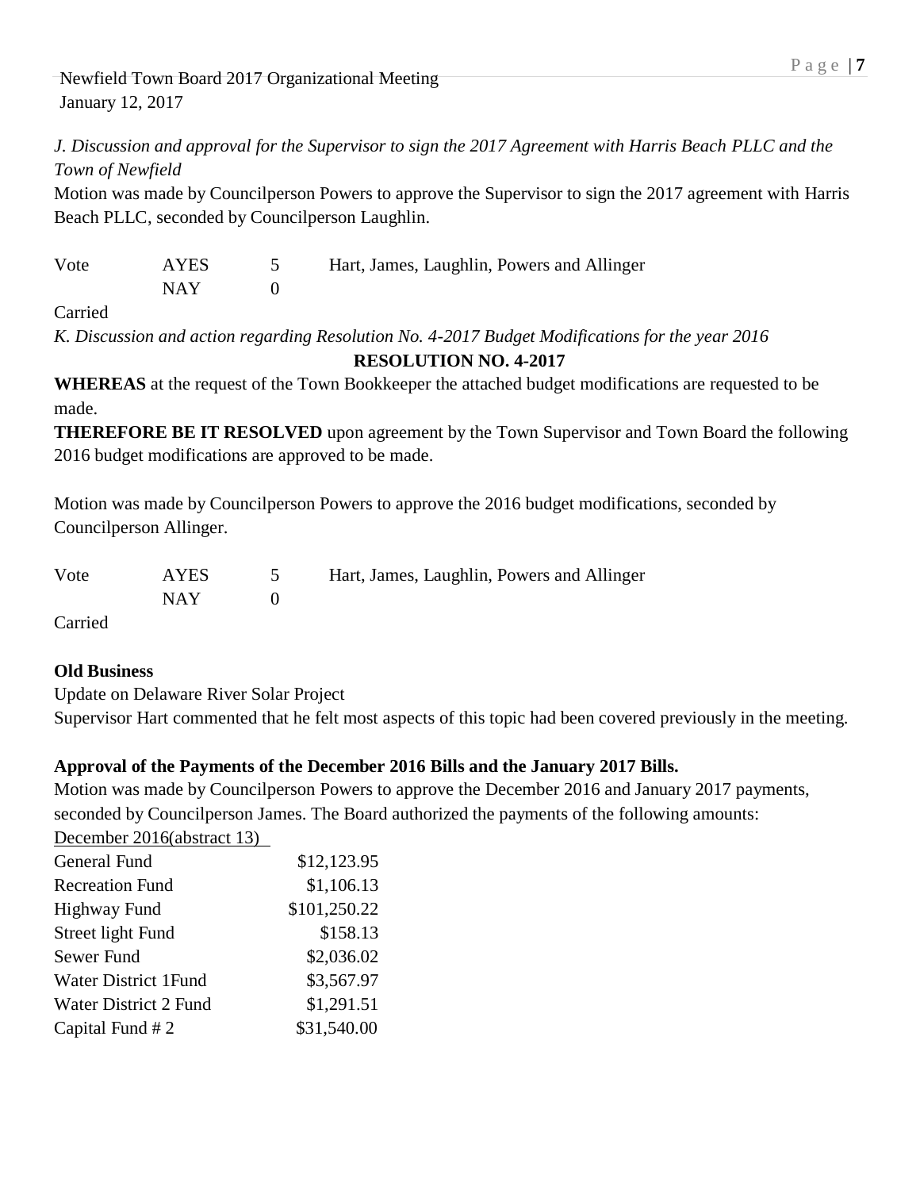*J. Discussion and approval for the Supervisor to sign the 2017 Agreement with Harris Beach PLLC and the Town of Newfield*

Motion was made by Councilperson Powers to approve the Supervisor to sign the 2017 agreement with Harris Beach PLLC, seconded by Councilperson Laughlin.

| Vote | AYES | 5 | Hart, James, Laughlin, Powers and Allinger |
|---|---|---|---|
| | NAY | 0 | |

Carried

*K. Discussion and action regarding Resolution No. 4-2017 Budget Modifications for the year 2016*

**RESOLUTION NO. 4-2017**

**WHEREAS** at the request of the Town Bookkeeper the attached budget modifications are requested to be made.

**THEREFORE BE IT RESOLVED** upon agreement by the Town Supervisor and Town Board the following 2016 budget modifications are approved to be made.

Motion was made by Councilperson Powers to approve the 2016 budget modifications, seconded by Councilperson Allinger.

| Vote | AYES | 5 | Hart, James, Laughlin, Powers and Allinger |
|---|---|---|---|
| | NAY | 0 | |

Carried

**Old Business**

Update on Delaware River Solar Project

Supervisor Hart commented that he felt most aspects of this topic had been covered previously in the meeting.

**Approval of the Payments of the December 2016 Bills and the January 2017 Bills.**

Motion was made by Councilperson Powers to approve the December 2016 and January 2017 payments, seconded by Councilperson James. The Board authorized the payments of the following amounts:

| December 2016(abstract 13) | |
|---|---|
| General Fund | $12,123.95 |
| Recreation Fund | $1,106.13 |
| Highway Fund | $101,250.22 |
| Street light Fund | $158.13 |
| Sewer Fund | $2,036.02 |
| Water District 1Fund | $3,567.97 |
| Water District 2 Fund | $1,291.51 |
| Capital Fund # 2 | $31,540.00 |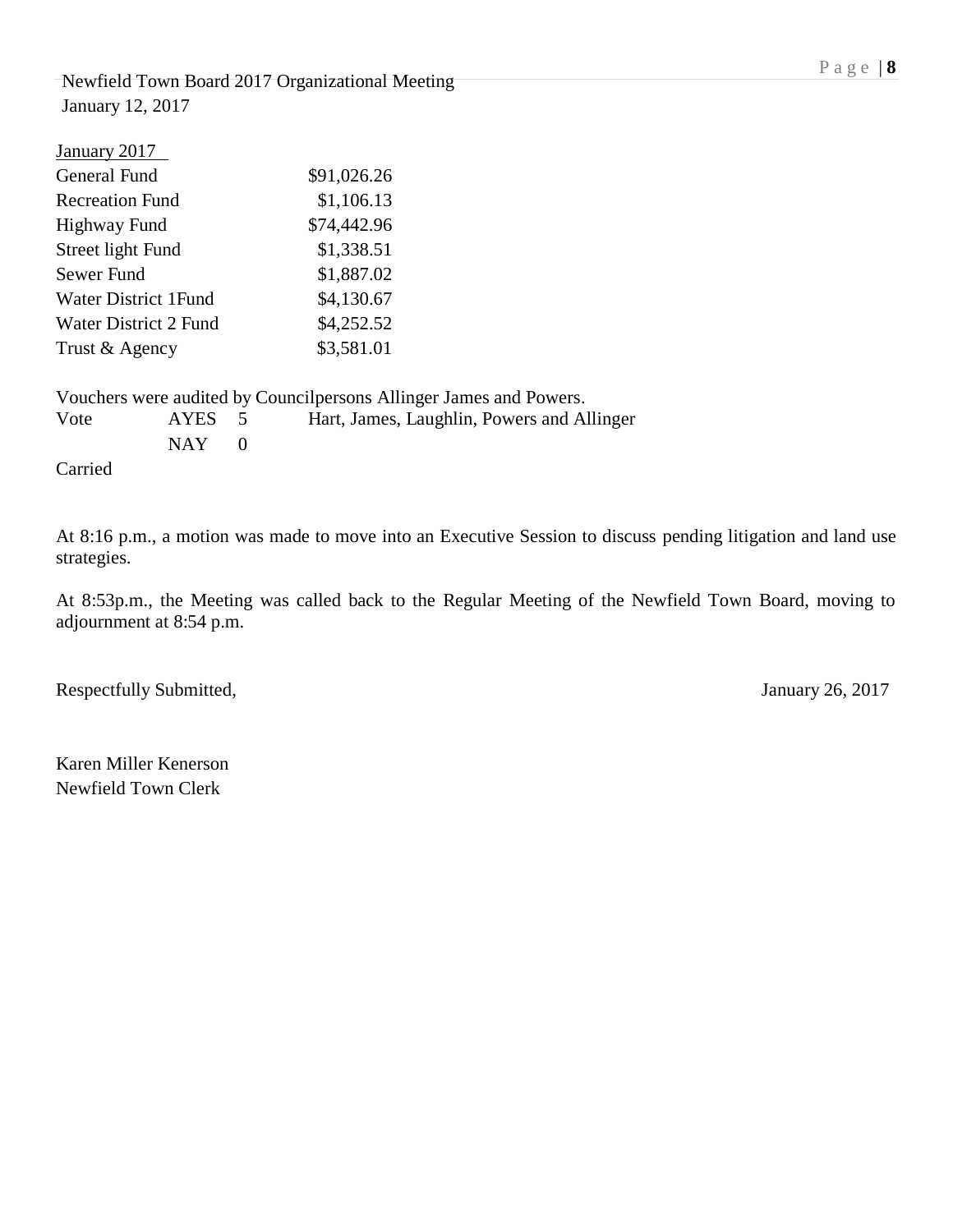Newfield Town Board 2017 Organizational Meeting
January 12, 2017

January 2017

| | |
|---|---|
| General Fund | $91,026.26 |
| Recreation Fund | $1,106.13 |
| Highway Fund | $74,442.96 |
| Street light Fund | $1,338.51 |
| Sewer Fund | $1,887.02 |
| Water District 1Fund | $4,130.67 |
| Water District 2 Fund | $4,252.52 |
| Trust & Agency | $3,581.01 |

Vouchers were audited by Councilpersons Allinger James and Powers.

| | | | |
|---|---|---|---|
| Vote | AYES | 5 | Hart, James, Laughlin, Powers and Allinger |
| | NAY | 0 | |

Carried

At 8:16 p.m., a motion was made to move into an Executive Session to discuss pending litigation and land use strategies.

At 8:53p.m., the Meeting was called back to the Regular Meeting of the Newfield Town Board, moving to adjournment at 8:54 p.m.

Respectfully Submitted, January 26, 2017

Karen Miller Kenerson
Newfield Town Clerk